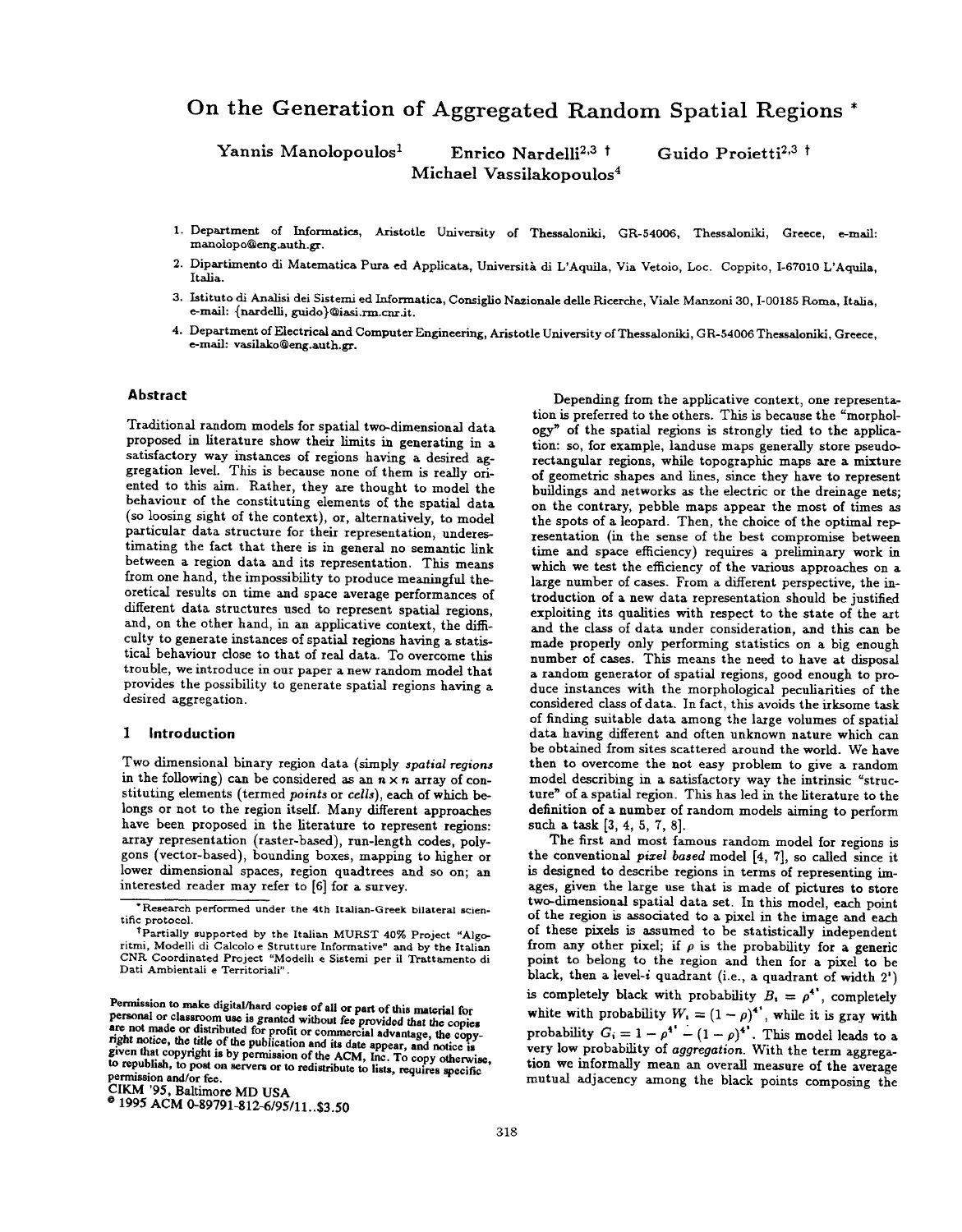# On the Generation of Aggregated Random Spatial Regions *

Yannis Manolopoulos[1] Enrico Nardelli[2,3] † Guido Proietti[2,3] †
Michael Vassilakopoulos[4]

1. Department of Informatics, Aristotle University of Thessaloniki, GR-54006, Thessaloniki, Greece, e-mail: manolopo@eng.auth.gr.
2. Dipartimento di Matematica Pura ed Applicata, Università di L'Aquila, Via Vetoio, Loc. Coppito, I-67010 L'Aquila, Italia.
3. Istituto di Analisi dei Sistemi ed Informatica, Consiglio Nazionale delle Ricerche, Viale Manzoni 30, I-00185 Roma, Italia, e-mail: {nardelli, guido}@iasi.rm.cnr.it.
4. Department of Electrical and Computer Engineering, Aristotle University of Thessaloniki, GR-54006 Thessaloniki, Greece, e-mail: vasilako@eng.auth.gr.

## Abstract

Traditional random models for spatial two-dimensional data proposed in literature show their limits in generating in a satisfactory way instances of regions having a desired aggregation level. This is because none of them is really oriented to this aim. Rather, they are thought to model the behaviour of the constituting elements of the spatial data (so loosing sight of the context), or, alternatively, to model particular data structure for their representation, underestimating the fact that there is in general no semantic link between a region data and its representation. This means from one hand, the impossibility to produce meaningful theoretical results on time and space average performances of different data structures used to represent spatial regions, and, on the other hand, in an applicative context, the difficulty to generate instances of spatial regions having a statistical behaviour close to that of real data. To overcome this trouble, we introduce in our paper a new random model that provides the possibility to generate spatial regions having a desired aggregation.

## 1 Introduction

Two dimensional binary region data (simply *spatial regions* in the following) can be considered as an $n \times n$ array of constituting elements (termed *points* or *cells*), each of which belongs or not to the region itself. Many different approaches have been proposed in the literature to represent regions: array representation (raster-based), run-length codes, polygons (vector-based), bounding boxes, mapping to higher or lower dimensional spaces, region quadtrees and so on; an interested reader may refer to [6] for a survey.

Depending from the applicative context, one representation is preferred to the others. This is because the "morphology" of the spatial regions is strongly tied to the application: so, for example, landuse maps generally store pseudo-rectangular regions, while topographic maps are a mixture of geometric shapes and lines, since they have to represent buildings and networks as the electric or the drainage nets; on the contrary, pebble maps appear the most of times as the spots of a leopard. Then, the choice of the optimal representation (in the sense of the best compromise between time and space efficiency) requires a preliminary work in which we test the efficiency of the various approaches on a large number of cases. From a different perspective, the introduction of a new data representation should be justified exploiting its qualities with respect to the state of the art and the class of data under consideration, and this can be made properly only performing statistics on a big enough number of cases. This means the need to have at disposal a random generator of spatial regions, good enough to produce instances with the morphological peculiarities of the considered class of data. In fact, this avoids the irksome task of finding suitable data among the large volumes of spatial data having different and often unknown nature which can be obtained from sites scattered around the world. We have then to overcome the not easy problem to give a random model describing in a satisfactory way the intrinsic "structure" of a spatial region. This has led in the literature to the definition of a number of random models aiming to perform such a task [3, 4, 5, 7, 8].

The first and most famous random model for regions is the conventional *pixel based* model [4, 7], so called since it is designed to describe regions in terms of representing images, given the large use that is made of pictures to store two-dimensional spatial data set. In this model, each point of the region is associated to a pixel in the image and each of these pixels is assumed to be statistically independent from any other pixel; if $\rho$ is the probability for a generic point to belong to the region and then for a pixel to be black, then a level-$i$ quadrant (i.e., a quadrant of width $2^i$) is completely black with probability $B_i = \rho^{4^i}$, completely white with probability $W_i = (1-\rho)^{4^i}$, while it is gray with probability $G_i = 1 - \rho^{4^i} - (1-\rho)^{4^i}$. This model leads to a very low probability of *aggregation*. With the term aggregation we informally mean an overall measure of the average mutual adjacency among the black points composing the

*Research performed under the 4th Italian-Greek bilateral scientific protocol.

†Partially supported by the Italian MURST 40% Project "Algoritmi, Modelli di Calcolo e Strutture Informative" and by the Italian CNR Coordinated Project "Modelli e Sistemi per il Trattamento di Dati Ambientali e Territoriali".

Permission to make digital/hard copies of all or part of this material for personal or classroom use is granted without fee provided that the copies are not made or distributed for profit or commercial advantage, the copyright notice, the title of the publication and its date appear, and notice is given that copyright is by permission of the ACM, Inc. To copy otherwise, to republish, to post on servers or to redistribute to lists, requires specific permission and/or fee.
CIKM '95, Baltimore MD USA
© 1995 ACM 0-89791-812-6/95/11..$3.50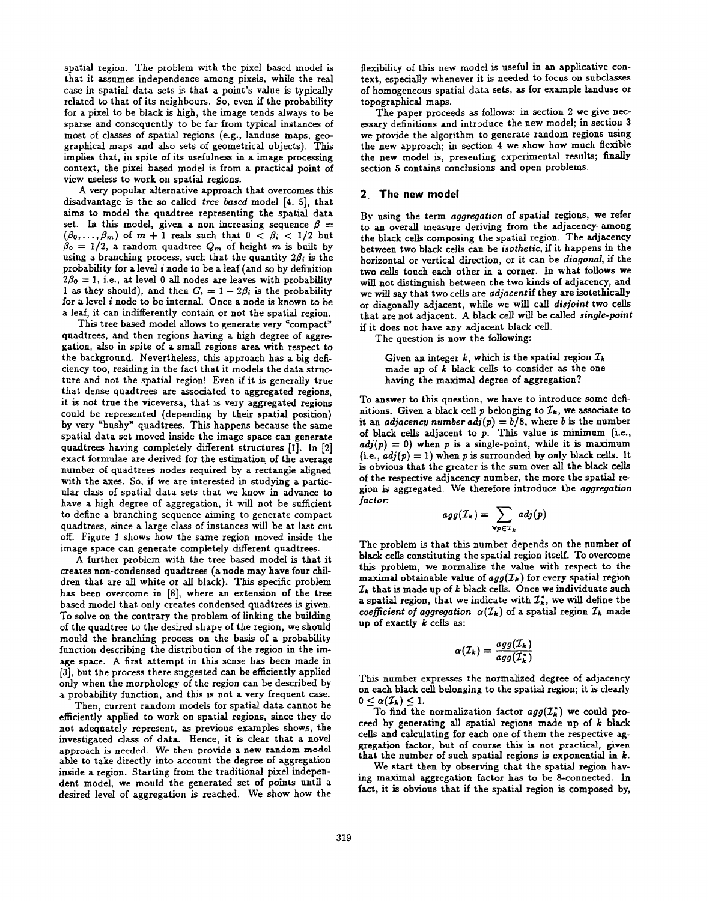spatial region. The problem with the pixel based model is that it assumes independence among pixels, while the real case in spatial data sets is that a point's value is typically related to that of its neighbours. So, even if the probability for a pixel to be black is high, the image tends always to be sparse and consequently to be far from typical instances of most of classes of spatial regions (e.g., landuse maps, geographical maps and also sets of geometrical objects). This implies that, in spite of its usefulness in a image processing context, the pixel based model is from a practical point of view useless to work on spatial regions.

A very popular alternative approach that overcomes this disadvantage is the so called *tree based* model [4, 5], that aims to model the quadtree representing the spatial data set. In this model, given a non increasing sequence $\beta = (\beta_0, \ldots, \beta_m)$ of $m+1$ reals such that $0 < \beta_i < 1/2$ but $\beta_0 = 1/2$, a random quadtree $Q_m$ of height $m$ is built by using a branching process, such that the quantity $2\beta_i$ is the probability for a level $i$ node to be a leaf (and so by definition $2\beta_0 = 1$, i.e., at level 0 all nodes are leaves with probability 1 as they should), and then $G_i = 1 - 2\beta_i$ is the probability for a level $i$ node to be internal. Once a node is known to be a leaf, it can indifferently contain or not the spatial region.

This tree based model allows to generate very "compact" quadtrees, and then regions having a high degree of aggregation, also in spite of a small regions area with respect to the background. Nevertheless, this approach has a big deficiency too, residing in the fact that it models the data structure and not the spatial region! Even if it is generally true that dense quadtrees are associated to aggregated regions, it is not true the viceversa, that is very aggregated regions could be represented (depending by their spatial position) by very "bushy" quadtrees. This happens because the same spatial data set moved inside the image space can generate quadtrees having completely different structures [1]. In [2] exact formulae are derived for the estimation of the average number of quadtrees nodes required by a rectangle aligned with the axes. So, if we are interested in studying a particular class of spatial data sets that we know in advance to have a high degree of aggregation, it will not be sufficient to define a branching sequence aiming to generate compact quadtrees, since a large class of instances will be at last cut off. Figure 1 shows how the same region moved inside the image space can generate completely different quadtrees.

A further problem with the tree based model is that it creates non-condensed quadtrees (a node may have four children that are all white or all black). This specific problem has been overcome in [8], where an extension of the tree based model that only creates condensed quadtrees is given. To solve on the contrary the problem of linking the building of the quadtree to the desired shape of the region, we should mould the branching process on the basis of a probability function describing the distribution of the region in the image space. A first attempt in this sense has been made in [3], but the process there suggested can be efficiently applied only when the morphology of the region can be described by a probability function, and this is not a very frequent case.

Then, current random models for spatial data cannot be efficiently applied to work on spatial regions, since they do not adequately represent, as previous examples shows, the investigated class of data. Hence, it is clear that a novel approach is needed. We then provide a new random model able to take directly into account the degree of aggregation inside a region. Starting from the traditional pixel independent model, we mould the generated set of points until a desired level of aggregation is reached. We show how the flexibility of this new model is useful in an applicative context, especially whenever it is needed to focus on subclasses of homogeneous spatial data sets, as for example landuse or topographical maps.

The paper proceeds as follows: in section 2 we give necessary definitions and introduce the new model; in section 3 we provide the algorithm to generate random regions using the new approach; in section 4 we show how much flexible the new model is, presenting experimental results; finally section 5 contains conclusions and open problems.

## 2 The new model

By using the term *aggregation* of spatial regions, we refer to an overall measure deriving from the adjacency among the black cells composing the spatial region. The adjacency between two black cells can be *isothetic*, if it happens in the horizontal or vertical direction, or it can be *diagonal*, if the two cells touch each other in a corner. In what follows we will not distinguish between the two kinds of adjacency, and we will say that two cells are *adjacent* if they are isothetically or diagonally adjacent, while we will call *disjoint* two cells that are not adjacent. A black cell will be called ***single-point*** if it does not have any adjacent black cell.

The question is now the following:

> Given an integer $k$, which is the spatial region $\mathcal{I}_k$ made up of $k$ black cells to consider as the one having the maximal degree of aggregation?

To answer to this question, we have to introduce some definitions. Given a black cell $p$ belonging to $\mathcal{I}_k$, we associate to it an *adjacency number* $adj(p) = b/8$, where $b$ is the number of black cells adjacent to $p$. This value is minimum (i.e., $adj(p) = 0$) when $p$ is a single-point, while it is maximum (i.e., $adj(p) = 1$) when $p$ is surrounded by only black cells. It is obvious that the greater is the sum over all the black cells of the respective adjacency number, the more the spatial region is aggregated. We therefore introduce the *aggregation factor*:

$$agg(\mathcal{I}_k) = \sum_{\forall p \in \mathcal{I}_k} adj(p)$$

The problem is that this number depends on the number of black cells constituting the spatial region itself. To overcome this problem, we normalize the value with respect to the maximal obtainable value of $agg(\mathcal{I}_k)$ for every spatial region $\mathcal{I}_k$ that is made up of $k$ black cells. Once we individuate such a spatial region, that we indicate with $\mathcal{I}_k^*$, we will define the *coefficient of aggregation* $\alpha(\mathcal{I}_k)$ of a spatial region $\mathcal{I}_k$ made up of exactly $k$ cells as:

$$\alpha(\mathcal{I}_k) = \frac{agg(\mathcal{I}_k)}{agg(\mathcal{I}_k^*)}$$

This number expresses the normalized degree of adjacency on each black cell belonging to the spatial region; it is clearly $0 \leq \alpha(\mathcal{I}_k) \leq 1$.

To find the normalization factor $agg(\mathcal{I}_k^*)$ we could proceed by generating all spatial regions made up of $k$ black cells and calculating for each one of them the respective aggregation factor, but of course this is not practical, given that the number of such spatial regions is exponential in $k$.

We start then by observing that the spatial region having maximal aggregation factor has to be 8-connected. In fact, it is obvious that if the spatial region is composed by,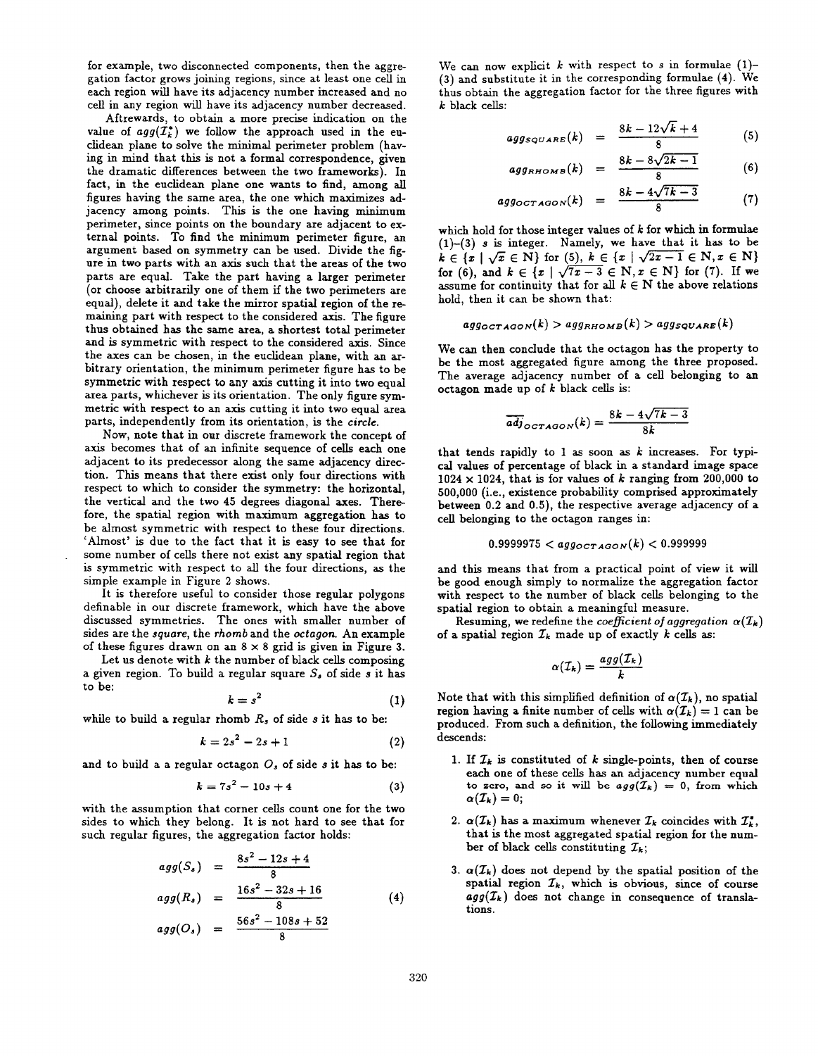for example, two disconnected components, then the aggregation factor grows joining regions, since at least one cell in each region will have its adjacency number increased and no cell in any region will have its adjacency number decreased.

Aftrewards, to obtain a more precise indication on the value of $agg(\mathcal{I}_k^*)$ we follow the approach used in the euclidean plane to solve the minimal perimeter problem (having in mind that this is not a formal correspondence, given the dramatic differences between the two frameworks). In fact, in the euclidean plane one wants to find, among all figures having the same area, the one which maximizes adjacency among points. This is the one having minimum perimeter, since points on the boundary are adjacent to external points. To find the minimum perimeter figure, an argument based on symmetry can be used. Divide the figure in two parts with an axis such that the areas of the two parts are equal. Take the part having a larger perimeter (or choose arbitrarily one of them if the two perimeters are equal), delete it and take the mirror spatial region of the remaining part with respect to the considered axis. The figure thus obtained has the same area, a shortest total perimeter and is symmetric with respect to the considered axis. Since the axes can be chosen, in the euclidean plane, with an arbitrary orientation, the minimum perimeter figure has to be symmetric with respect to any axis cutting it into two equal area parts, whichever is its orientation. The only figure symmetric with respect to an axis cutting it into two equal area parts, independently from its orientation, is the *circle*.

Now, note that in our discrete framework the concept of axis becomes that of an infinite sequence of cells each one adjacent to its predecessor along the same adjacency direction. This means that there exist only four directions with respect to which to consider the symmetry: the horizontal, the vertical and the two 45 degrees diagonal axes. Therefore, the spatial region with maximum aggregation has to be almost symmetric with respect to these four directions. 'Almost' is due to the fact that it is easy to see that for some number of cells there not exist any spatial region that is symmetric with respect to all the four directions, as the simple example in Figure 2 shows.

It is therefore useful to consider those regular polygons definable in our discrete framework, which have the above discussed symmetries. The ones with smaller number of sides are the *square*, the *rhomb* and the *octagon*. An example of these figures drawn on an $8 \times 8$ grid is given in Figure 3.

Let us denote with $k$ the number of black cells composing a given region. To build a regular square $S_s$ of side $s$ it has to be:

$$k = s^2 \tag{1}$$

while to build a regular rhomb $R_s$ of side $s$ it has to be:

$$k = 2s^2 - 2s + 1 \tag{2}$$

and to build a a regular octagon $O_s$ of side $s$ it has to be:

$$k = 7s^2 - 10s + 4 \tag{3}$$

with the assumption that corner cells count one for the two sides to which they belong. It is not hard to see that for such regular figures, the aggregation factor holds:

$$\begin{aligned} agg(S_s) &= \frac{8s^2 - 12s + 4}{8} \\ agg(R_s) &= \frac{16s^2 - 32s + 16}{8} \\ agg(O_s) &= \frac{56s^2 - 108s + 52}{8} \end{aligned} \tag{4}$$

We can now explicit $k$ with respect to $s$ in formulae (1)–(3) and substitute it in the corresponding formulae (4). We thus obtain the aggregation factor for the three figures with $k$ black cells:

$$agg_{SQUARE}(k) = \frac{8k - 12\sqrt{k} + 4}{8} \tag{5}$$

$$agg_{RHOMB}(k) = \frac{8k - 8\sqrt{2k-1}}{8} \tag{6}$$

$$agg_{OCTAGON}(k) = \frac{8k - 4\sqrt{7k-3}}{8} \tag{7}$$

which hold for those integer values of $k$ for which in formulae (1)–(3) $s$ is integer. Namely, we have that it has to be $k \in \{x \mid \sqrt{x} \in \mathbb{N}\}$ for (5), $k \in \{x \mid \sqrt{2x-1} \in \mathbb{N}, x \in \mathbb{N}\}$ for (6), and $k \in \{x \mid \sqrt{7x-3} \in \mathbb{N}, x \in \mathbb{N}\}$ for (7). If we assume for continuity that for all $k \in \mathbb{N}$ the above relations hold, then it can be shown that:

$$agg_{OCTAGON}(k) > agg_{RHOMB}(k) > agg_{SQUARE}(k)$$

We can then conclude that the octagon has the property to be the most aggregated figure among the three proposed. The average adjacency number of a cell belonging to an octagon made up of $k$ black cells is:

$$\overline{adj}_{OCTAGON}(k) = \frac{8k - 4\sqrt{7k-3}}{8k}$$

that tends rapidly to 1 as soon as $k$ increases. For typical values of percentage of black in a standard image space $1024 \times 1024$, that is for values of $k$ ranging from 200,000 to 500,000 (i.e., existence probability comprised approximately between 0.2 and 0.5), the respective average adjacency of a cell belonging to the octagon ranges in:

$$0.9999975 < agg_{OCTAGON}(k) < 0.999999$$

and this means that from a practical point of view it will be good enough simply to normalize the aggregation factor with respect to the number of black cells belonging to the spatial region to obtain a meaningful measure.

Resuming, we redefine the *coefficient of aggregation* $\alpha(\mathcal{I}_k)$ of a spatial region $\mathcal{I}_k$ made up of exactly $k$ cells as:

$$\alpha(\mathcal{I}_k) = \frac{agg(\mathcal{I}_k)}{k}$$

Note that with this simplified definition of $\alpha(\mathcal{I}_k)$, no spatial region having a finite number of definitions with $\alpha(\mathcal{I}_k) = 1$ can be produced. From such a definition, the following immediately descends:

1. If $\mathcal{I}_k$ is constituted of $k$ single-points, then of course each one of these cells has an adjacency number equal to zero, and so it will be $agg(\mathcal{I}_k) = 0$, from which $\alpha(\mathcal{I}_k) = 0$;
2. $\alpha(\mathcal{I}_k)$ has a maximum whenever $\mathcal{I}_k$ coincides with $\mathcal{I}_k^*$, that is the most aggregated spatial region for the number of black cells constituting $\mathcal{I}_k$;
3. $\alpha(\mathcal{I}_k)$ does not depend by the spatial position of the spatial region $\mathcal{I}_k$, which is obvious, since of course $agg(\mathcal{I}_k)$ does not change in consequence of translations.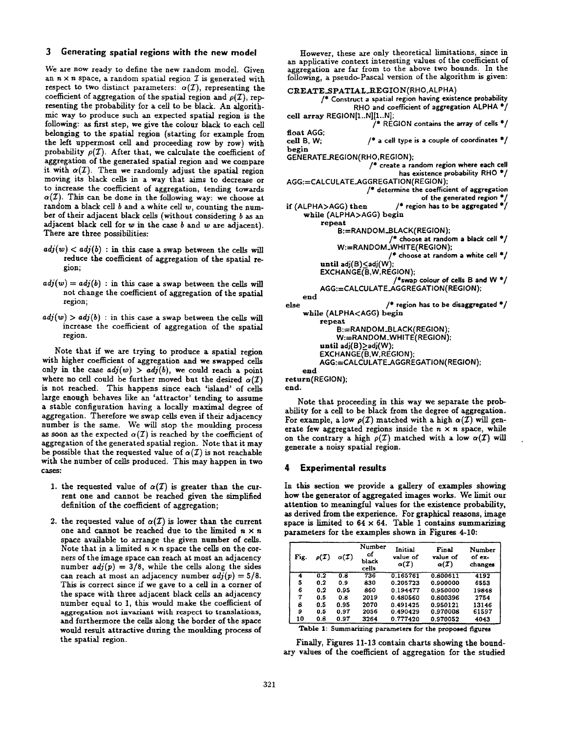## 3 Generating spatial regions with the new model

We are now ready to define the new random model. Given an $n \times n$ space, a random spatial region $\mathcal{I}$ is generated with respect to two distinct parameters: $\alpha(\mathcal{I})$, representing the coefficient of aggregation of the spatial region and $\rho(\mathcal{I})$, representing the probability for a cell to be black. An algorithmic way to produce such an expected spatial region is the following: as first step, we give the colour black to each cell belonging to the spatial region (starting for example from the left uppermost cell and proceeding row by row) with probability $\rho(\mathcal{I})$. After that, we calculate the coefficient of aggregation of the generated spatial region and we compare it with $\alpha(\mathcal{I})$. Then we randomly adjust the spatial region moving its black cells in a way that aims to decrease or to increase the coefficient of aggregation, tending towards $\alpha(\mathcal{I})$. This can be done in the following way: we choose at random a black cell $b$ and a white cell $w$, counting the number of their adjacent black cells (without considering $b$ as an adjacent black cell for $w$ in the case $b$ and $w$ are adjacent). There are three possibilities:

$adj(w) < adj(b)$ : in this case a swap between the cells will reduce the coefficient of aggregation of the spatial region;

$adj(w) = adj(b)$ : in this case a swap between the cells will not change the coefficient of aggregation of the spatial region;

$adj(w) > adj(b)$ : in this case a swap between the cells will increase the coefficient of aggregation of the spatial region.

Note that if we are trying to produce a spatial region with higher coefficient of aggregation and we swapped cells only in the case $adj(w) > adj(b)$, we could reach a point where no cell could be further moved but the desired $\alpha(\mathcal{I})$ is not reached. This happens since each 'island' of cells large enough behaves like an 'attractor' tending to assume a stable configuration having a locally maximal degree of aggregation. Therefore we swap cells even if their adjacency number is the same. We will stop the moulding process as soon as the expected $\alpha(\mathcal{I})$ is reached by the coefficient of aggregation of the generated spatial region. Note that it may be possible that the requested value of $\alpha(\mathcal{I})$ is not reachable with the number of cells produced. This may happen in two cases:

1. the requested value of $\alpha(\mathcal{I})$ is greater than the current one and cannot be reached given the simplified definition of the coefficient of aggregation;
2. the requested value of $\alpha(\mathcal{I})$ is lower than the current one and cannot be reached due to the limited $n \times n$ space available to arrange the given number of cells. Note that in a limited $n \times n$ space the cells on the corners of the image space can reach at most an adjacency number $adj(p) = 3/8$, while the cells along the sides can reach at most an adjacency number $adj(p) = 5/8$. This is correct since if we gave to a cell in a corner of the space with three adjacent black cells an adjacency number equal to 1, this would make the coefficient of aggregation not invariant with respect to translations, and furthermore the cells along the border of the space would result attractive during the moulding process of the spatial region.

However, these are only theoretical limitations, since in an applicative context interesting values of the coefficient of aggregation are far from to the above two bounds. In the following, a pseudo-Pascal version of the algorithm is given:

```
CREATE_SPATIAL_REGION(RHO,ALPHA)
        /* Construct a spatial region having existence probability
                RHO and coefficient of aggregation ALPHA */
cell array REGION[1..N][1..N];
                        /* REGION contains the array of cells */
float AGG;
cell B, W;          /* a cell type is a couple of coordinates */
begin
GENERATE_REGION(RHO,REGION);
                        /* create a random region where each cell
                                has existence probability RHO */
AGG:=CALCULATE_AGGREGATION(REGION);
                        /* determine the coefficient of aggregation
                                        of the generated region */
if (ALPHA>AGG) then       /* region has to be aggregated */
    while (ALPHA>AGG) begin
        repeat
            B:=RANDOM_BLACK(REGION);
                            /* choose at random a black cell */
            W:=RANDOM_WHITE(REGION);
                            /* choose at random a white cell */
        until adj(B)≤adj(W);
        EXCHANGE(B,W,REGION);
                            /*swap colour of cells B and W */
        AGG:=CALCULATE_AGGREGATION(REGION);
    end
else                        /* region has to be disaggregated */
    while (ALPHA<AGG) begin
        repeat
            B:=RANDOM_BLACK(REGION);
            W:=RANDOM_WHITE(REGION);
        until adj(B)≥adj(W);
        EXCHANGE(B,W,REGION);
        AGG:=CALCULATE_AGGREGATION(REGION);
    end
return(REGION);
end.
```

Note that proceeding in this way we separate the probability for a cell to be black from the degree of aggregation. For example, a low $\rho(\mathcal{I})$ matched with a high $\alpha(\mathcal{I})$ will generate few aggregated regions inside the $n \times n$ space, while on the contrary a high $\rho(\mathcal{I})$ matched with a low $\alpha(\mathcal{I})$ will generate a noisy spatial region.

## 4 Experimental results

In this section we provide a gallery of examples showing how the generator of aggregated images works. We limit our attention to meaningful values for the existence probability, as derived from the experience. For graphical reasons, image space is limited to $64 \times 64$. Table 1 contains summarizing parameters for the examples shown in Figures 4-10:

| Fig. | $\rho(\mathcal{I})$ | $\alpha(\mathcal{I})$ | Number of black cells | Initial value of $\alpha(\mathcal{I})$ | Final value of $\alpha(\mathcal{I})$ | Number of exchanges |
|---|---|---|---|---|---|---|
| 4 | 0.2 | 0.8 | 736 | 0.165761 | 0.800611 | 4192 |
| 5 | 0.2 | 0.9 | 830 | 0.205723 | 0.900000 | 6553 |
| 6 | 0.2 | 0.95 | 860 | 0.194477 | 0.950000 | 19848 |
| 7 | 0.5 | 0.8 | 2019 | 0.480560 | 0.800396 | 2754 |
| 8 | 0.5 | 0.95 | 2070 | 0.491425 | 0.950121 | 13146 |
| 9 | 0.5 | 0.97 | 2056 | 0.490429 | 0.970008 | 61597 |
| 10 | 0.8 | 0.97 | 3264 | 0.777420 | 0.970052 | 4043 |

**Table 1**: Summarizing parameters for the proposed figures

Finally, Figures 11-13 contain charts showing the boundary values of the coefficient of aggregation for the studied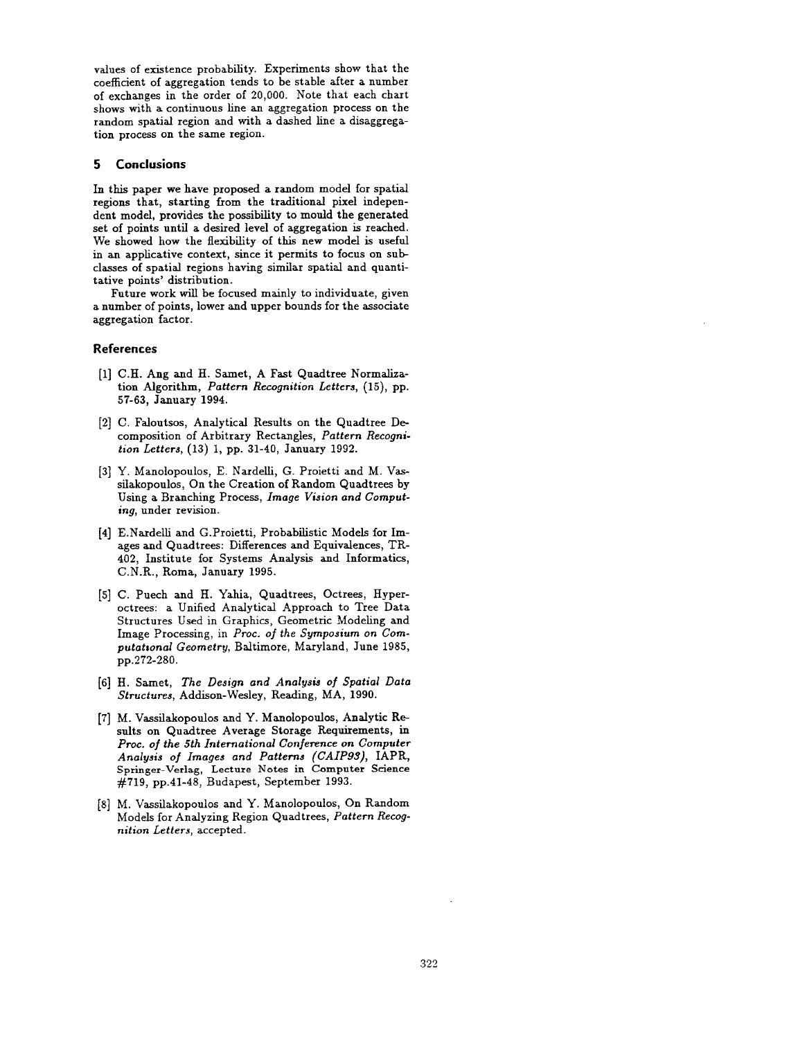values of existence probability. Experiments show that the coefficient of aggregation tends to be stable after a number of exchanges in the order of 20,000. Note that each chart shows with a continuous line an aggregation process on the random spatial region and with a dashed line a disaggregation process on the same region.

## 5 Conclusions

In this paper we have proposed a random model for spatial regions that, starting from the traditional pixel independent model, provides the possibility to mould the generated set of points until a desired level of aggregation is reached. We showed how the flexibility of this new model is useful in an applicative context, since it permits to focus on subclasses of spatial regions having similar spatial and quantitative points' distribution.

Future work will be focused mainly to individuate, given a number of points, lower and upper bounds for the associate aggregation factor.

## References

[1] C.H. Ang and H. Samet, A Fast Quadtree Normalization Algorithm, *Pattern Recognition Letters*, (15), pp. 57-63, January 1994.

[2] C. Faloutsos, Analytical Results on the Quadtree Decomposition of Arbitrary Rectangles, *Pattern Recognition Letters*, (13) 1, pp. 31-40, January 1992.

[3] Y. Manolopoulos, E. Nardelli, G. Proietti and M. Vassilakopoulos, On the Creation of Random Quadtrees by Using a Branching Process, *Image Vision and Computing*, under revision.

[4] E.Nardelli and G.Proietti, Probabilistic Models for Images and Quadtrees: Differences and Equivalences, TR-402, Institute for Systems Analysis and Informatics, C.N.R., Roma, January 1995.

[5] C. Puech and H. Yahia, Quadtrees, Octrees, Hyperoctrees: a Unified Analytical Approach to Tree Data Structures Used in Graphics, Geometric Modeling and Image Processing, in *Proc. of the Symposium on Computational Geometry*, Baltimore, Maryland, June 1985, pp.272-280.

[6] H. Samet, *The Design and Analysis of Spatial Data Structures*, Addison-Wesley, Reading, MA, 1990.

[7] M. Vassilakopoulos and Y. Manolopoulos, Analytic Results on Quadtree Average Storage Requirements, in *Proc. of the 5th International Conference on Computer Analysis of Images and Patterns (CAIP93)*, IAPR, Springer-Verlag, Lecture Notes in Computer Science #719, pp.41-48, Budapest, September 1993.

[8] M. Vassilakopoulos and Y. Manolopoulos, On Random Models for Analyzing Region Quadtrees, *Pattern Recognition Letters*, accepted.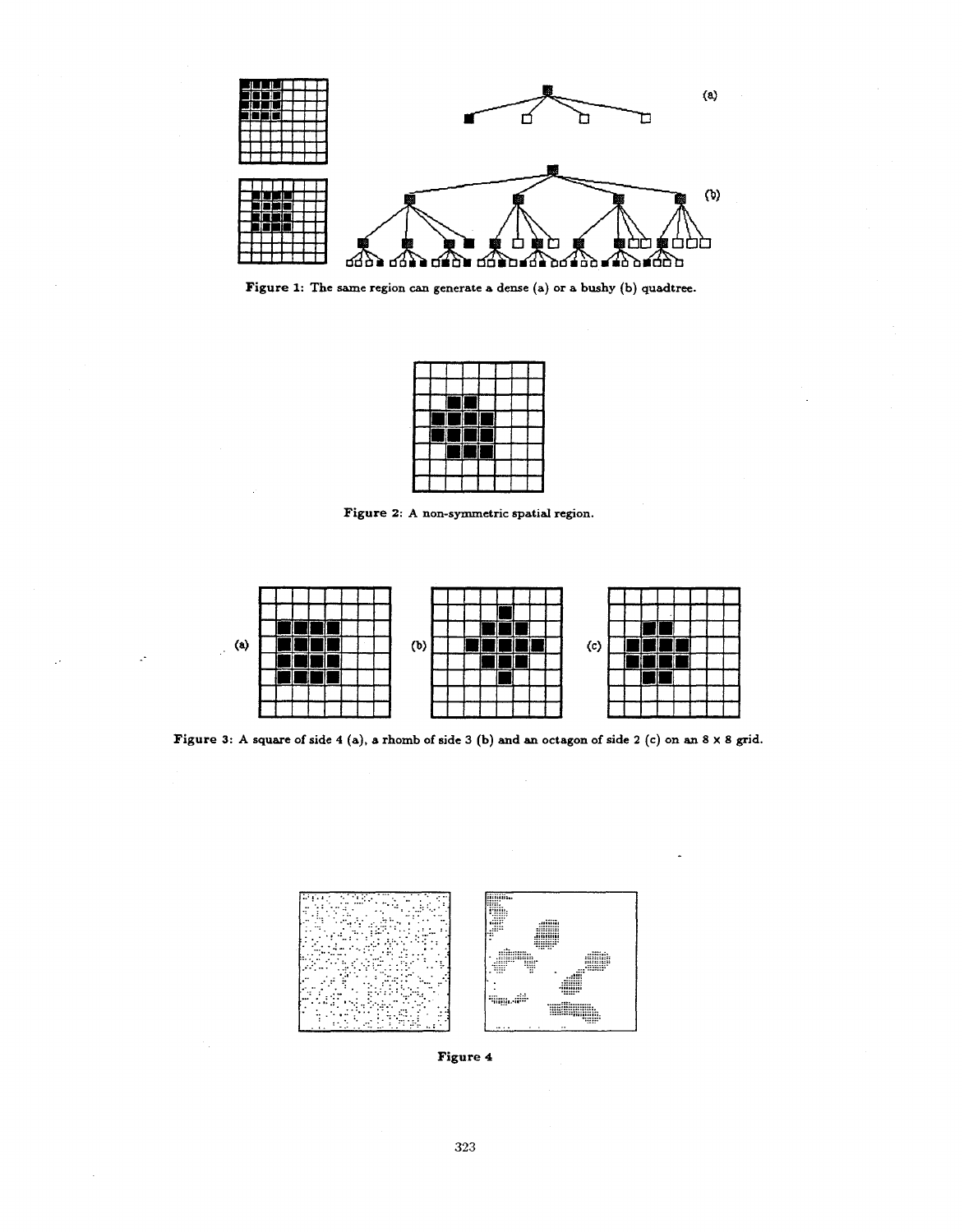**Figure 1:** The same region can generate a dense (a) or a bushy (b) quadtree.

**Figure 2:** A non-symmetric spatial region.

**Figure 3:** A square of side 4 (a), a rhomb of side 3 (b) and an octagon of side 2 (c) on an 8 x 8 grid.

**Figure 4**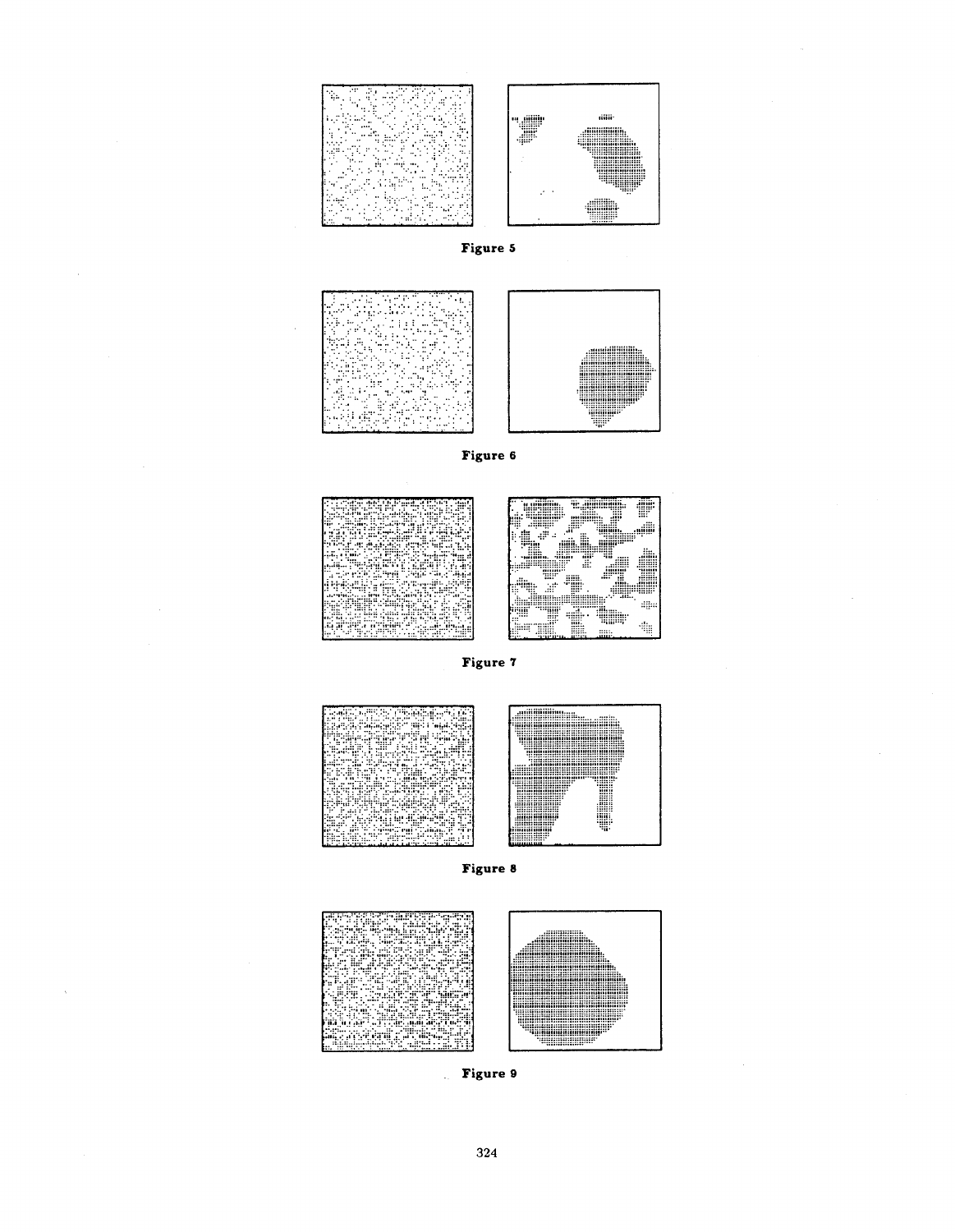Figure 5

Figure 6

Figure 7

Figure 8

Figure 9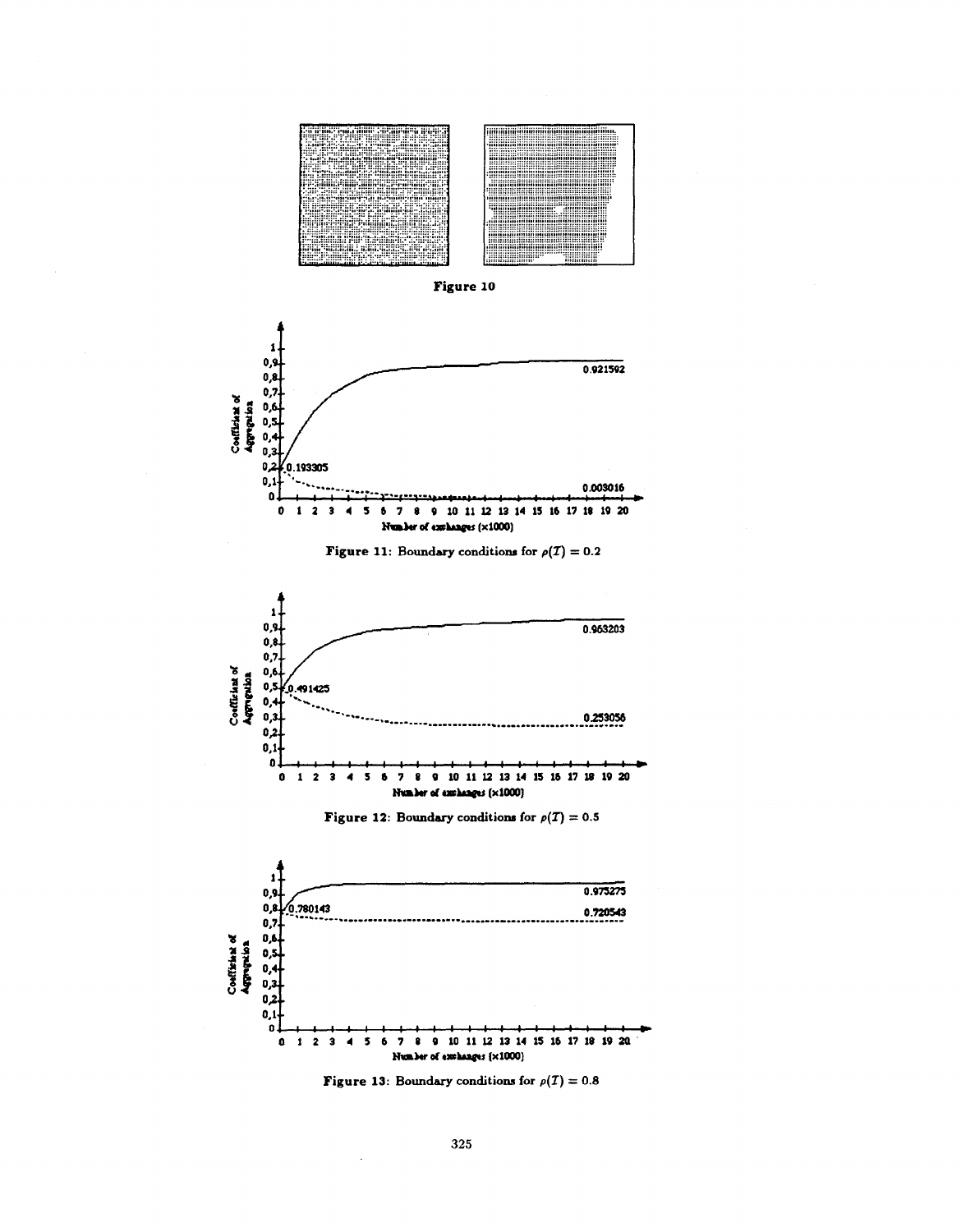Figure 10

1
0,9
0,8
0,7
0,6
0,5
0,4
0,3
0,2
0,1
0

Coefficient of Aggregation

0.921592
0.193305
0.003016

0 1 2 3 4 5 6 7 8 9 10 11 12 13 14 15 16 17 18 19 20

Number of exchanges (×1000)

**Figure 11**: Boundary conditions for $\rho(\mathcal{I}) = 0.2$

1
0,9
0,8
0,7
0,6
0,5
0,4
0,3
0,2
0,1
0

Coefficient of Aggregation

0.963203
0.491425
0.253056

0 1 2 3 4 5 6 7 8 9 10 11 12 13 14 15 16 17 18 19 20

Number of exchanges (×1000)

**Figure 12**: Boundary conditions for $\rho(\mathcal{I}) = 0.5$

1
0,9
0,8
0,7
0,6
0,5
0,4
0,3
0,2
0,1
0

Coefficient of Aggregation

0.975275
0.780143
0.720543

0 1 2 3 4 5 6 7 8 9 10 11 12 13 14 15 16 17 18 19 20

Number of exchanges (×1000)

**Figure 13**: Boundary conditions for $\rho(\mathcal{I}) = 0.8$